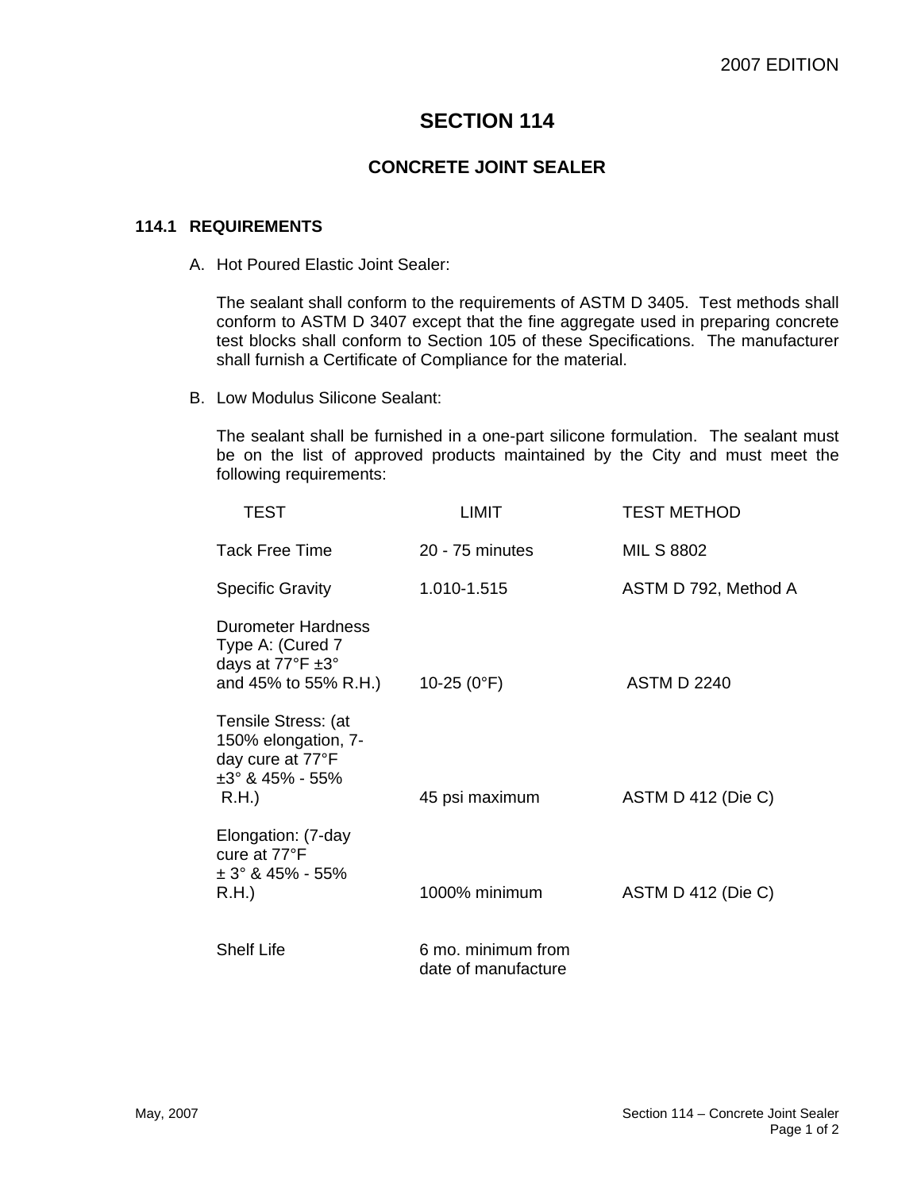2007 EDITION

# SECTION 114

## CONCRETE JOINT SEALER

### 114.1 REQUIREMENTS

A. Hot Poured Elastic Joint Sealer:

The sealant shall conform to the requirements of ASTM D 3405. Test methods shall conform to ASTM D 3407 except that the fine aggregate used in preparing concrete test blocks shall conform to Section 105 of these Specifications. The manufacturer shall furnish a Certificate of Compliance for the material.

B. Low Modulus Silicone Sealant:

The sealant shall be furnished in a one-part silicone formulation. The sealant must be on the list of approved products maintained by the City and must meet the following requirements:

| TEST | LIMIT | TEST METHOD |
|---|---|---|
| Tack Free Time | 20 - 75 minutes | MIL S 8802 |
| Specific Gravity | 1.010-1.515 | ASTM D 792, Method A |
| Durometer Hardness Type A: (Cured 7 days at 77°F ±3° and 45% to 55% R.H.) | 10-25 (0°F) | ASTM D 2240 |
| Tensile Stress: (at 150% elongation, 7-day cure at 77°F ±3° & 45% - 55% R.H.) | 45 psi maximum | ASTM D 412 (Die C) |
| Elongation: (7-day cure at 77°F ± 3° & 45% - 55% R.H.) | 1000% minimum | ASTM D 412 (Die C) |
| Shelf Life | 6 mo. minimum from date of manufacture | |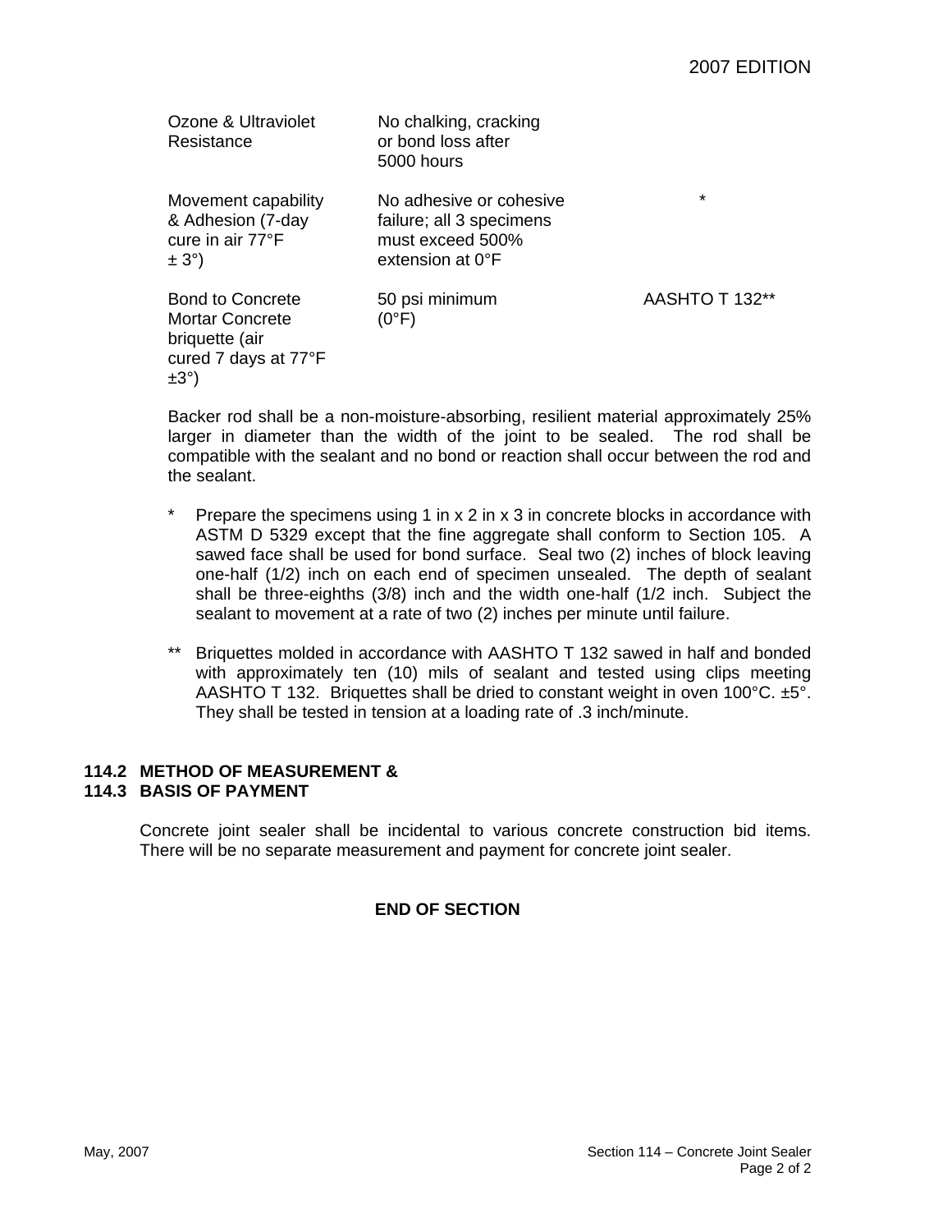| | | |
|---|---|---|
| Ozone & Ultraviolet Resistance | No chalking, cracking or bond loss after 5000 hours | |
| Movement capability & Adhesion (7-day cure in air 77°F ± 3°) | No adhesive or cohesive failure; all 3 specimens must exceed 500% extension at 0°F | * |
| Bond to Concrete Mortar Concrete briquette (air cured 7 days at 77°F ±3°) | 50 psi minimum (0°F) | AASHTO T 132** |

Backer rod shall be a non-moisture-absorbing, resilient material approximately 25% larger in diameter than the width of the joint to be sealed. The rod shall be compatible with the sealant and no bond or reaction shall occur between the rod and the sealant.

\* Prepare the specimens using 1 in x 2 in x 3 in concrete blocks in accordance with ASTM D 5329 except that the fine aggregate shall conform to Section 105. A sawed face shall be used for bond surface. Seal two (2) inches of block leaving one-half (1/2) inch on each end of specimen unsealed. The depth of sealant shall be three-eighths (3/8) inch and the width one-half (1/2 inch. Subject the sealant to movement at a rate of two (2) inches per minute until failure.

\*\* Briquettes molded in accordance with AASHTO T 132 sawed in half and bonded with approximately ten (10) mils of sealant and tested using clips meeting AASHTO T 132. Briquettes shall be dried to constant weight in oven 100°C. ±5°. They shall be tested in tension at a loading rate of .3 inch/minute.

## 114.2 METHOD OF MEASUREMENT &
## 114.3 BASIS OF PAYMENT

Concrete joint sealer shall be incidental to various concrete construction bid items. There will be no separate measurement and payment for concrete joint sealer.

**END OF SECTION**